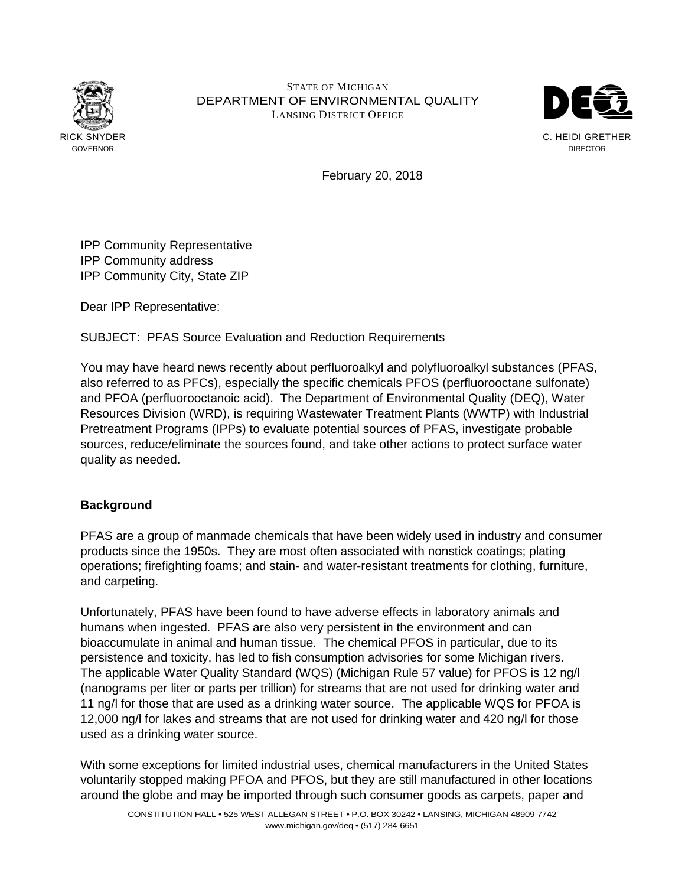STATE OF MICHIGAN
DEPARTMENT OF ENVIRONMENTAL QUALITY
LANSING DISTRICT OFFICE

RICK SNYDER
GOVERNOR

C. HEIDI GRETHER
DIRECTOR

February 20, 2018

IPP Community Representative
IPP Community address
IPP Community City, State ZIP

Dear IPP Representative:

SUBJECT: PFAS Source Evaluation and Reduction Requirements

You may have heard news recently about perfluoroalkyl and polyfluoroalkyl substances (PFAS, also referred to as PFCs), especially the specific chemicals PFOS (perfluorooctane sulfonate) and PFOA (perfluorooctanoic acid). The Department of Environmental Quality (DEQ), Water Resources Division (WRD), is requiring Wastewater Treatment Plants (WWTP) with Industrial Pretreatment Programs (IPPs) to evaluate potential sources of PFAS, investigate probable sources, reduce/eliminate the sources found, and take other actions to protect surface water quality as needed.

**Background**

PFAS are a group of manmade chemicals that have been widely used in industry and consumer products since the 1950s. They are most often associated with nonstick coatings; plating operations; firefighting foams; and stain- and water-resistant treatments for clothing, furniture, and carpeting.

Unfortunately, PFAS have been found to have adverse effects in laboratory animals and humans when ingested. PFAS are also very persistent in the environment and can bioaccumulate in animal and human tissue. The chemical PFOS in particular, due to its persistence and toxicity, has led to fish consumption advisories for some Michigan rivers. The applicable Water Quality Standard (WQS) (Michigan Rule 57 value) for PFOS is 12 ng/l (nanograms per liter or parts per trillion) for streams that are not used for drinking water and 11 ng/l for those that are used as a drinking water source. The applicable WQS for PFOA is 12,000 ng/l for lakes and streams that are not used for drinking water and 420 ng/l for those used as a drinking water source.

With some exceptions for limited industrial uses, chemical manufacturers in the United States voluntarily stopped making PFOA and PFOS, but they are still manufactured in other locations around the globe and may be imported through such consumer goods as carpets, paper and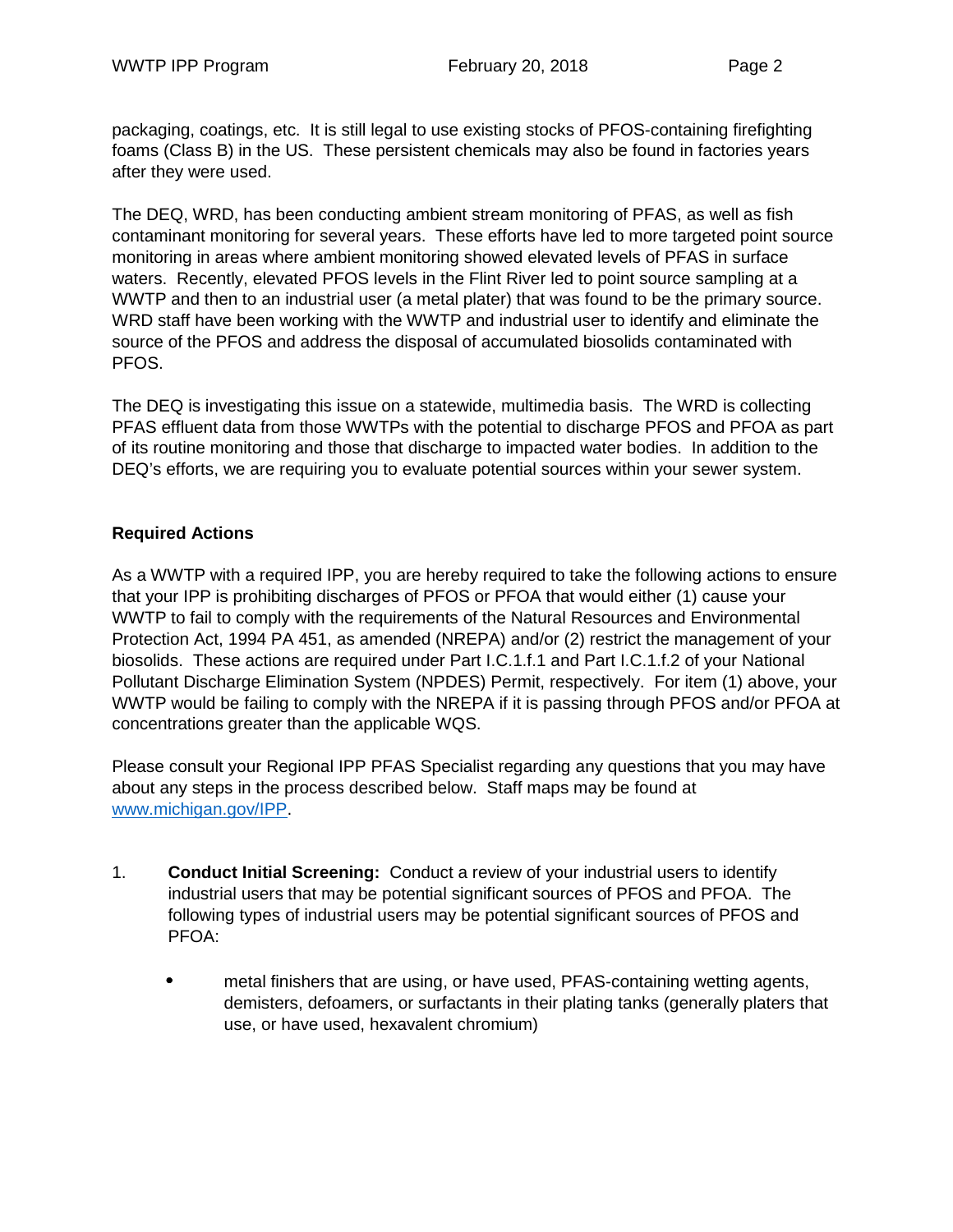packaging, coatings, etc. It is still legal to use existing stocks of PFOS-containing firefighting foams (Class B) in the US. These persistent chemicals may also be found in factories years after they were used.

The DEQ, WRD, has been conducting ambient stream monitoring of PFAS, as well as fish contaminant monitoring for several years. These efforts have led to more targeted point source monitoring in areas where ambient monitoring showed elevated levels of PFAS in surface waters. Recently, elevated PFOS levels in the Flint River led to point source sampling at a WWTP and then to an industrial user (a metal plater) that was found to be the primary source. WRD staff have been working with the WWTP and industrial user to identify and eliminate the source of the PFOS and address the disposal of accumulated biosolids contaminated with PFOS.

The DEQ is investigating this issue on a statewide, multimedia basis. The WRD is collecting PFAS effluent data from those WWTPs with the potential to discharge PFOS and PFOA as part of its routine monitoring and those that discharge to impacted water bodies. In addition to the DEQ's efforts, we are requiring you to evaluate potential sources within your sewer system.

**Required Actions**

As a WWTP with a required IPP, you are hereby required to take the following actions to ensure that your IPP is prohibiting discharges of PFOS or PFOA that would either (1) cause your WWTP to fail to comply with the requirements of the Natural Resources and Environmental Protection Act, 1994 PA 451, as amended (NREPA) and/or (2) restrict the management of your biosolids. These actions are required under Part I.C.1.f.1 and Part I.C.1.f.2 of your National Pollutant Discharge Elimination System (NPDES) Permit, respectively. For item (1) above, your WWTP would be failing to comply with the NREPA if it is passing through PFOS and/or PFOA at concentrations greater than the applicable WQS.

Please consult your Regional IPP PFAS Specialist regarding any questions that you may have about any steps in the process described below. Staff maps may be found at [www.michigan.gov/IPP](http://www.michigan.gov/IPP).

1. **Conduct Initial Screening:** Conduct a review of your industrial users to identify industrial users that may be potential significant sources of PFOS and PFOA. The following types of industrial users may be potential significant sources of PFOS and PFOA:

    - metal finishers that are using, or have used, PFAS-containing wetting agents, demisters, defoamers, or surfactants in their plating tanks (generally platers that use, or have used, hexavalent chromium)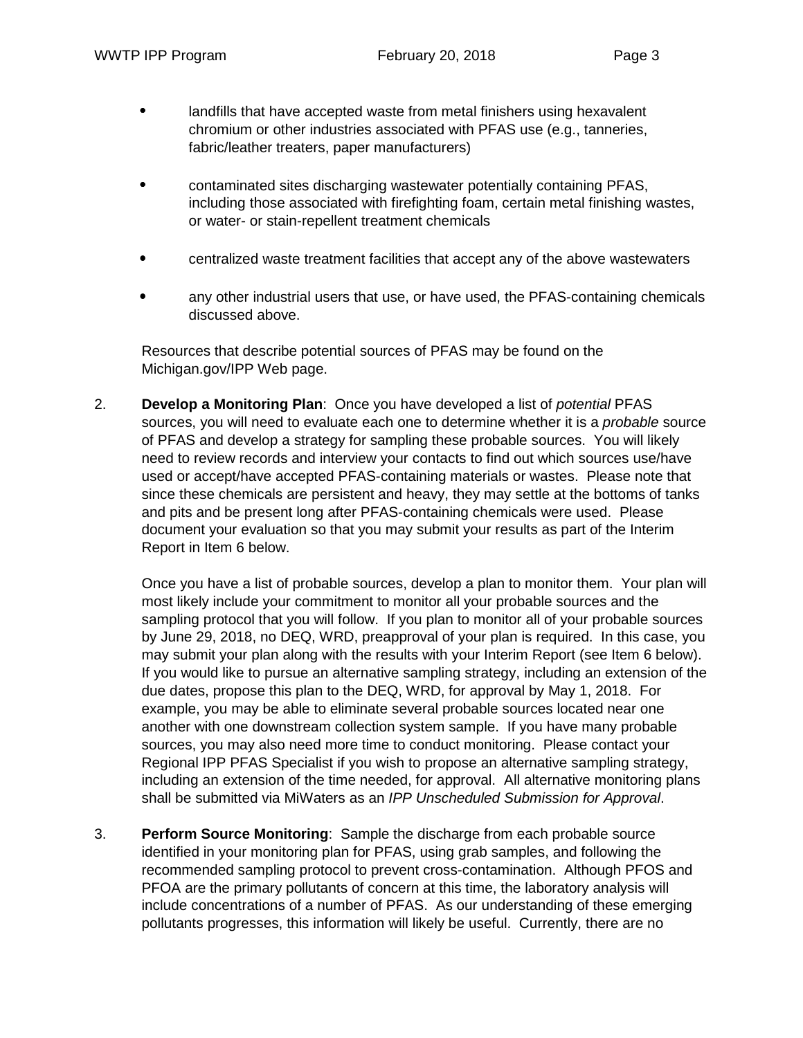- landfills that have accepted waste from metal finishers using hexavalent chromium or other industries associated with PFAS use (e.g., tanneries, fabric/leather treaters, paper manufacturers)

- contaminated sites discharging wastewater potentially containing PFAS, including those associated with firefighting foam, certain metal finishing wastes, or water- or stain-repellent treatment chemicals

- centralized waste treatment facilities that accept any of the above wastewaters

- any other industrial users that use, or have used, the PFAS-containing chemicals discussed above.

Resources that describe potential sources of PFAS may be found on the Michigan.gov/IPP Web page.

2. **Develop a Monitoring Plan**: Once you have developed a list of *potential* PFAS sources, you will need to evaluate each one to determine whether it is a *probable* source of PFAS and develop a strategy for sampling these probable sources. You will likely need to review records and interview your contacts to find out which sources use/have used or accept/have accepted PFAS-containing materials or wastes. Please note that since these chemicals are persistent and heavy, they may settle at the bottoms of tanks and pits and be present long after PFAS-containing chemicals were used. Please document your evaluation so that you may submit your results as part of the Interim Report in Item 6 below.

   Once you have a list of probable sources, develop a plan to monitor them. Your plan will most likely include your commitment to monitor all your probable sources and the sampling protocol that you will follow. If you plan to monitor all of your probable sources by June 29, 2018, no DEQ, WRD, preapproval of your plan is required. In this case, you may submit your plan along with the results with your Interim Report (see Item 6 below). If you would like to pursue an alternative sampling strategy, including an extension of the due dates, propose this plan to the DEQ, WRD, for approval by May 1, 2018. For example, you may be able to eliminate several probable sources located near one another with one downstream collection system sample. If you have many probable sources, you may also need more time to conduct monitoring. Please contact your Regional IPP PFAS Specialist if you wish to propose an alternative sampling strategy, including an extension of the time needed, for approval. All alternative monitoring plans shall be submitted via MiWaters as an *IPP Unscheduled Submission for Approval*.

3. **Perform Source Monitoring**: Sample the discharge from each probable source identified in your monitoring plan for PFAS, using grab samples, and following the recommended sampling protocol to prevent cross-contamination. Although PFOS and PFOA are the primary pollutants of concern at this time, the laboratory analysis will include concentrations of a number of PFAS. As our understanding of these emerging pollutants progresses, this information will likely be useful. Currently, there are no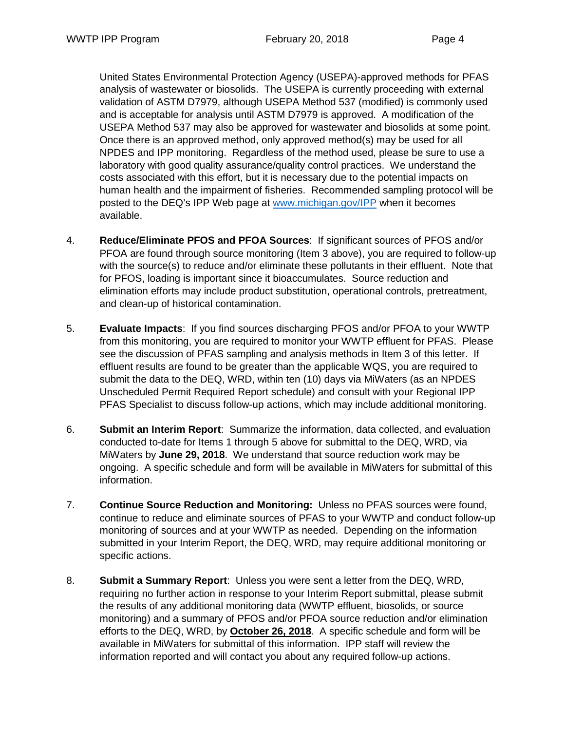United States Environmental Protection Agency (USEPA)-approved methods for PFAS analysis of wastewater or biosolids. The USEPA is currently proceeding with external validation of ASTM D7979, although USEPA Method 537 (modified) is commonly used and is acceptable for analysis until ASTM D7979 is approved. A modification of the USEPA Method 537 may also be approved for wastewater and biosolids at some point. Once there is an approved method, only approved method(s) may be used for all NPDES and IPP monitoring. Regardless of the method used, please be sure to use a laboratory with good quality assurance/quality control practices. We understand the costs associated with this effort, but it is necessary due to the potential impacts on human health and the impairment of fisheries. Recommended sampling protocol will be posted to the DEQ's IPP Web page at [www.michigan.gov/IPP](http://www.michigan.gov/IPP) when it becomes available.

4. **Reduce/Eliminate PFOS and PFOA Sources**: If significant sources of PFOS and/or PFOA are found through source monitoring (Item 3 above), you are required to follow-up with the source(s) to reduce and/or eliminate these pollutants in their effluent. Note that for PFOS, loading is important since it bioaccumulates. Source reduction and elimination efforts may include product substitution, operational controls, pretreatment, and clean-up of historical contamination.

5. **Evaluate Impacts**: If you find sources discharging PFOS and/or PFOA to your WWTP from this monitoring, you are required to monitor your WWTP effluent for PFAS. Please see the discussion of PFAS sampling and analysis methods in Item 3 of this letter. If effluent results are found to be greater than the applicable WQS, you are required to submit the data to the DEQ, WRD, within ten (10) days via MiWaters (as an NPDES Unscheduled Permit Required Report schedule) and consult with your Regional IPP PFAS Specialist to discuss follow-up actions, which may include additional monitoring.

6. **Submit an Interim Report**: Summarize the information, data collected, and evaluation conducted to-date for Items 1 through 5 above for submittal to the DEQ, WRD, via MiWaters by **June 29, 2018**. We understand that source reduction work may be ongoing. A specific schedule and form will be available in MiWaters for submittal of this information.

7. **Continue Source Reduction and Monitoring:** Unless no PFAS sources were found, continue to reduce and eliminate sources of PFAS to your WWTP and conduct follow-up monitoring of sources and at your WWTP as needed. Depending on the information submitted in your Interim Report, the DEQ, WRD, may require additional monitoring or specific actions.

8. **Submit a Summary Report**: Unless you were sent a letter from the DEQ, WRD, requiring no further action in response to your Interim Report submittal, please submit the results of any additional monitoring data (WWTP effluent, biosolids, or source monitoring) and a summary of PFOS and/or PFOA source reduction and/or elimination efforts to the DEQ, WRD, by **October 26, 2018**. A specific schedule and form will be available in MiWaters for submittal of this information. IPP staff will review the information reported and will contact you about any required follow-up actions.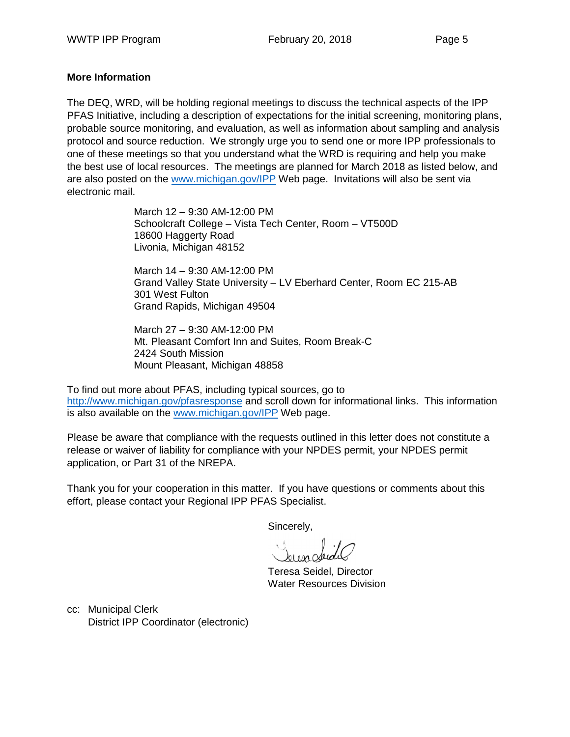## More Information

The DEQ, WRD, will be holding regional meetings to discuss the technical aspects of the IPP PFAS Initiative, including a description of expectations for the initial screening, monitoring plans, probable source monitoring, and evaluation, as well as information about sampling and analysis protocol and source reduction. We strongly urge you to send one or more IPP professionals to one of these meetings so that you understand what the WRD is requiring and help you make the best use of local resources. The meetings are planned for March 2018 as listed below, and are also posted on the www.michigan.gov/IPP Web page. Invitations will also be sent via electronic mail.

> March 12 – 9:30 AM-12:00 PM
> Schoolcraft College – Vista Tech Center, Room – VT500D
> 18600 Haggerty Road
> Livonia, Michigan 48152
>
> March 14 – 9:30 AM-12:00 PM
> Grand Valley State University – LV Eberhard Center, Room EC 215-AB
> 301 West Fulton
> Grand Rapids, Michigan 49504
>
> March 27 – 9:30 AM-12:00 PM
> Mt. Pleasant Comfort Inn and Suites, Room Break-C
> 2424 South Mission
> Mount Pleasant, Michigan 48858

To find out more about PFAS, including typical sources, go to http://www.michigan.gov/pfasresponse and scroll down for informational links. This information is also available on the www.michigan.gov/IPP Web page.

Please be aware that compliance with the requests outlined in this letter does not constitute a release or waiver of liability for compliance with your NPDES permit, your NPDES permit application, or Part 31 of the NREPA.

Thank you for your cooperation in this matter. If you have questions or comments about this effort, please contact your Regional IPP PFAS Specialist.

Sincerely,

Teresa Seidel, Director
Water Resources Division

cc: Municipal Clerk
District IPP Coordinator (electronic)